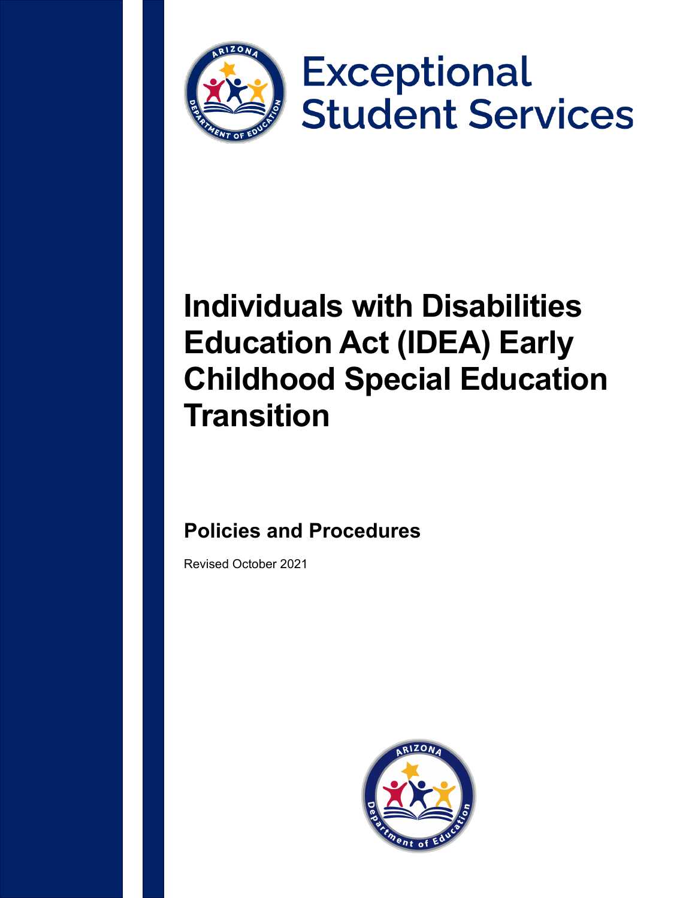Exceptional Student Services

# Individuals with Disabilities Education Act (IDEA) Early Childhood Special Education Transition

## Policies and Procedures

Revised October 2021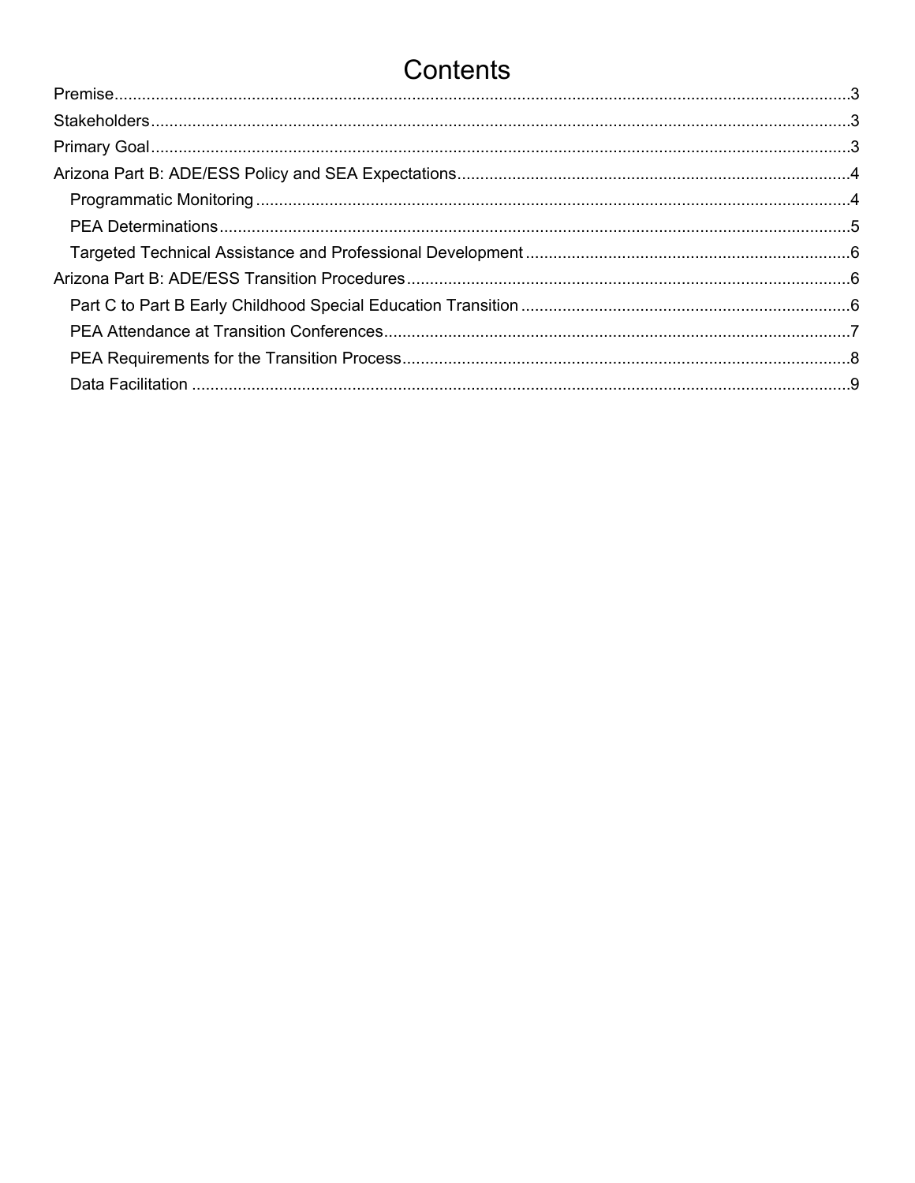# Contents

- Premise.....3
- Stakeholders.....3
- Primary Goal.....3
- Arizona Part B: ADE/ESS Policy and SEA Expectations.....4
  - Programmatic Monitoring.....4
  - PEA Determinations.....5
  - Targeted Technical Assistance and Professional Development.....6
- Arizona Part B: ADE/ESS Transition Procedures.....6
  - Part C to Part B Early Childhood Special Education Transition.....6
  - PEA Attendance at Transition Conferences.....7
  - PEA Requirements for the Transition Process.....8
  - Data Facilitation.....9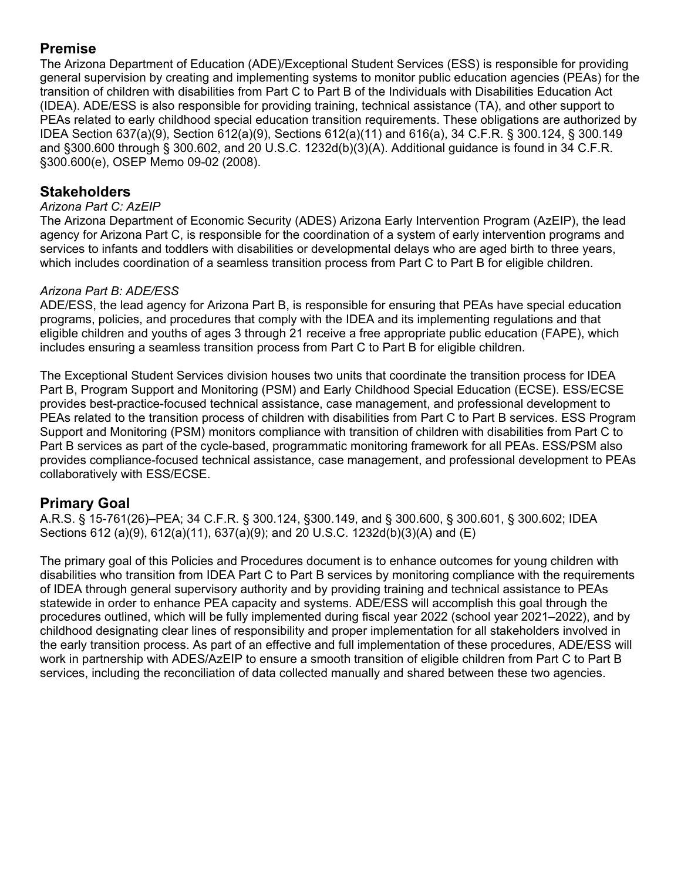## Premise

The Arizona Department of Education (ADE)/Exceptional Student Services (ESS) is responsible for providing general supervision by creating and implementing systems to monitor public education agencies (PEAs) for the transition of children with disabilities from Part C to Part B of the Individuals with Disabilities Education Act (IDEA). ADE/ESS is also responsible for providing training, technical assistance (TA), and other support to PEAs related to early childhood special education transition requirements. These obligations are authorized by IDEA Section 637(a)(9), Section 612(a)(9), Sections 612(a)(11) and 616(a), 34 C.F.R. § 300.124, § 300.149 and §300.600 through § 300.602, and 20 U.S.C. 1232d(b)(3)(A). Additional guidance is found in 34 C.F.R. §300.600(e), OSEP Memo 09-02 (2008).

## Stakeholders

*Arizona Part C: AzEIP*

The Arizona Department of Economic Security (ADES) Arizona Early Intervention Program (AzEIP), the lead agency for Arizona Part C, is responsible for the coordination of a system of early intervention programs and services to infants and toddlers with disabilities or developmental delays who are aged birth to three years, which includes coordination of a seamless transition process from Part C to Part B for eligible children.

*Arizona Part B: ADE/ESS*

ADE/ESS, the lead agency for Arizona Part B, is responsible for ensuring that PEAs have special education programs, policies, and procedures that comply with the IDEA and its implementing regulations and that eligible children and youths of ages 3 through 21 receive a free appropriate public education (FAPE), which includes ensuring a seamless transition process from Part C to Part B for eligible children.

The Exceptional Student Services division houses two units that coordinate the transition process for IDEA Part B, Program Support and Monitoring (PSM) and Early Childhood Special Education (ECSE). ESS/ECSE provides best-practice-focused technical assistance, case management, and professional development to PEAs related to the transition process of children with disabilities from Part C to Part B services. ESS Program Support and Monitoring (PSM) monitors compliance with transition of children with disabilities from Part C to Part B services as part of the cycle-based, programmatic monitoring framework for all PEAs. ESS/PSM also provides compliance-focused technical assistance, case management, and professional development to PEAs collaboratively with ESS/ECSE.

## Primary Goal

A.R.S. § 15-761(26)–PEA; 34 C.F.R. § 300.124, §300.149, and § 300.600, § 300.601, § 300.602; IDEA Sections 612 (a)(9), 612(a)(11), 637(a)(9); and 20 U.S.C. 1232d(b)(3)(A) and (E)

The primary goal of this Policies and Procedures document is to enhance outcomes for young children with disabilities who transition from IDEA Part C to Part B services by monitoring compliance with the requirements of IDEA through general supervisory authority and by providing training and technical assistance to PEAs statewide in order to enhance PEA capacity and systems. ADE/ESS will accomplish this goal through the procedures outlined, which will be fully implemented during fiscal year 2022 (school year 2021–2022), and by childhood designating clear lines of responsibility and proper implementation for all stakeholders involved in the early transition process. As part of an effective and full implementation of these procedures, ADE/ESS will work in partnership with ADES/AzEIP to ensure a smooth transition of eligible children from Part C to Part B services, including the reconciliation of data collected manually and shared between these two agencies.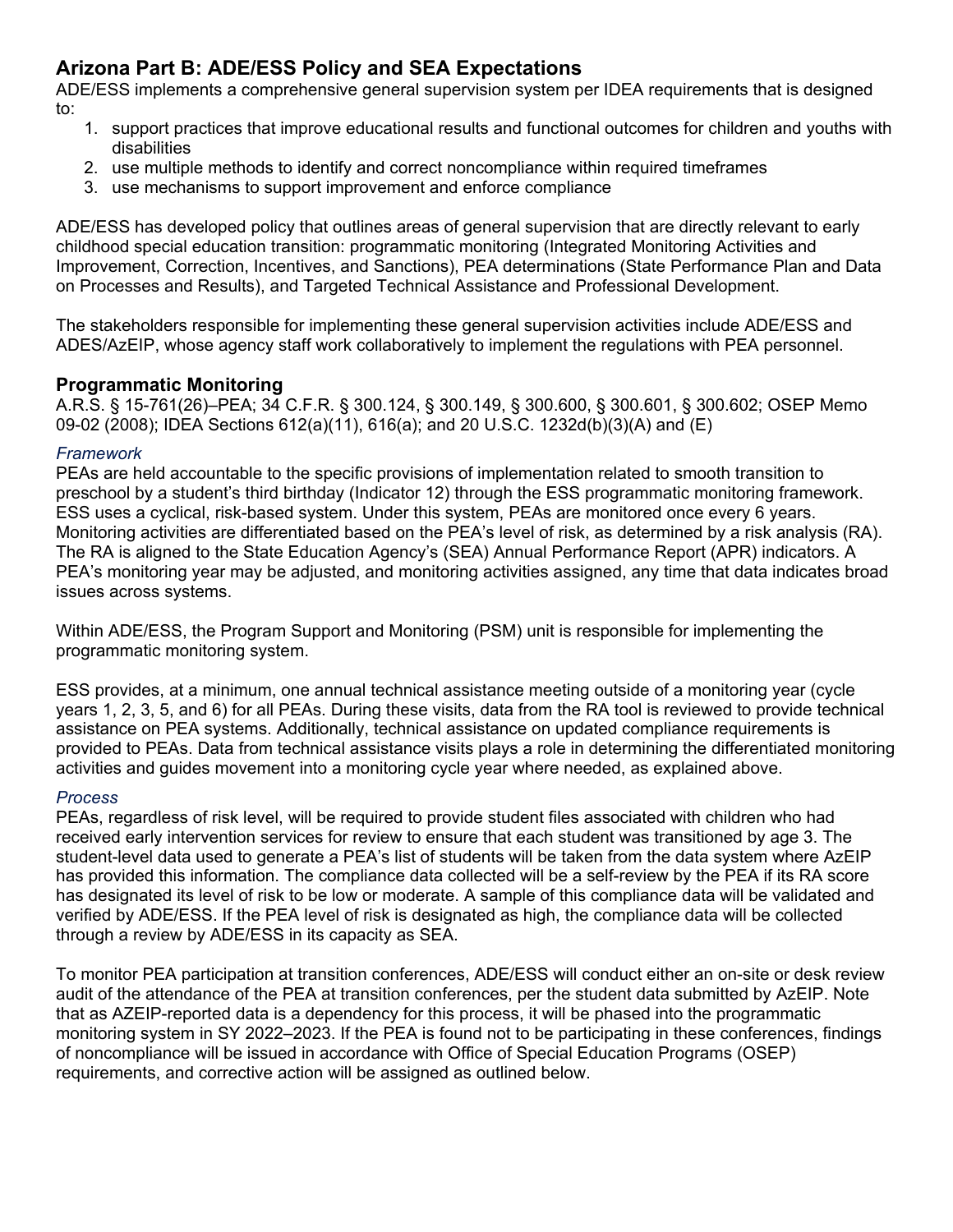## Arizona Part B: ADE/ESS Policy and SEA Expectations

ADE/ESS implements a comprehensive general supervision system per IDEA requirements that is designed to:

1. support practices that improve educational results and functional outcomes for children and youths with disabilities
2. use multiple methods to identify and correct noncompliance within required timeframes
3. use mechanisms to support improvement and enforce compliance

ADE/ESS has developed policy that outlines areas of general supervision that are directly relevant to early childhood special education transition: programmatic monitoring (Integrated Monitoring Activities and Improvement, Correction, Incentives, and Sanctions), PEA determinations (State Performance Plan and Data on Processes and Results), and Targeted Technical Assistance and Professional Development.

The stakeholders responsible for implementing these general supervision activities include ADE/ESS and ADES/AzEIP, whose agency staff work collaboratively to implement the regulations with PEA personnel.

### Programmatic Monitoring

A.R.S. § 15-761(26)–PEA; 34 C.F.R. § 300.124, § 300.149, § 300.600, § 300.601, § 300.602; OSEP Memo 09-02 (2008); IDEA Sections 612(a)(11), 616(a); and 20 U.S.C. 1232d(b)(3)(A) and (E)

#### *Framework*

PEAs are held accountable to the specific provisions of implementation related to smooth transition to preschool by a student's third birthday (Indicator 12) through the ESS programmatic monitoring framework. ESS uses a cyclical, risk-based system. Under this system, PEAs are monitored once every 6 years. Monitoring activities are differentiated based on the PEA's level of risk, as determined by a risk analysis (RA). The RA is aligned to the State Education Agency's (SEA) Annual Performance Report (APR) indicators. A PEA's monitoring year may be adjusted, and monitoring activities assigned, any time that data indicates broad issues across systems.

Within ADE/ESS, the Program Support and Monitoring (PSM) unit is responsible for implementing the programmatic monitoring system.

ESS provides, at a minimum, one annual technical assistance meeting outside of a monitoring year (cycle years 1, 2, 3, 5, and 6) for all PEAs. During these visits, data from the RA tool is reviewed to provide technical assistance on PEA systems. Additionally, technical assistance on updated compliance requirements is provided to PEAs. Data from technical assistance visits plays a role in determining the differentiated monitoring activities and guides movement into a monitoring cycle year where needed, as explained above.

#### *Process*

PEAs, regardless of risk level, will be required to provide student files associated with children who had received early intervention services for review to ensure that each student was transitioned by age 3. The student-level data used to generate a PEA's list of students will be taken from the data system where AzEIP has provided this information. The compliance data collected will be a self-review by the PEA if its RA score has designated its level of risk to be low or moderate. A sample of this compliance data will be validated and verified by ADE/ESS. If the PEA level of risk is designated as high, the compliance data will be collected through a review by ADE/ESS in its capacity as SEA.

To monitor PEA participation at transition conferences, ADE/ESS will conduct either an on-site or desk review audit of the attendance of the PEA at transition conferences, per the student data submitted by AzEIP. Note that as AZEIP-reported data is a dependency for this process, it will be phased into the programmatic monitoring system in SY 2022–2023. If the PEA is found not to be participating in these conferences, findings of noncompliance will be issued in accordance with Office of Special Education Programs (OSEP) requirements, and corrective action will be assigned as outlined below.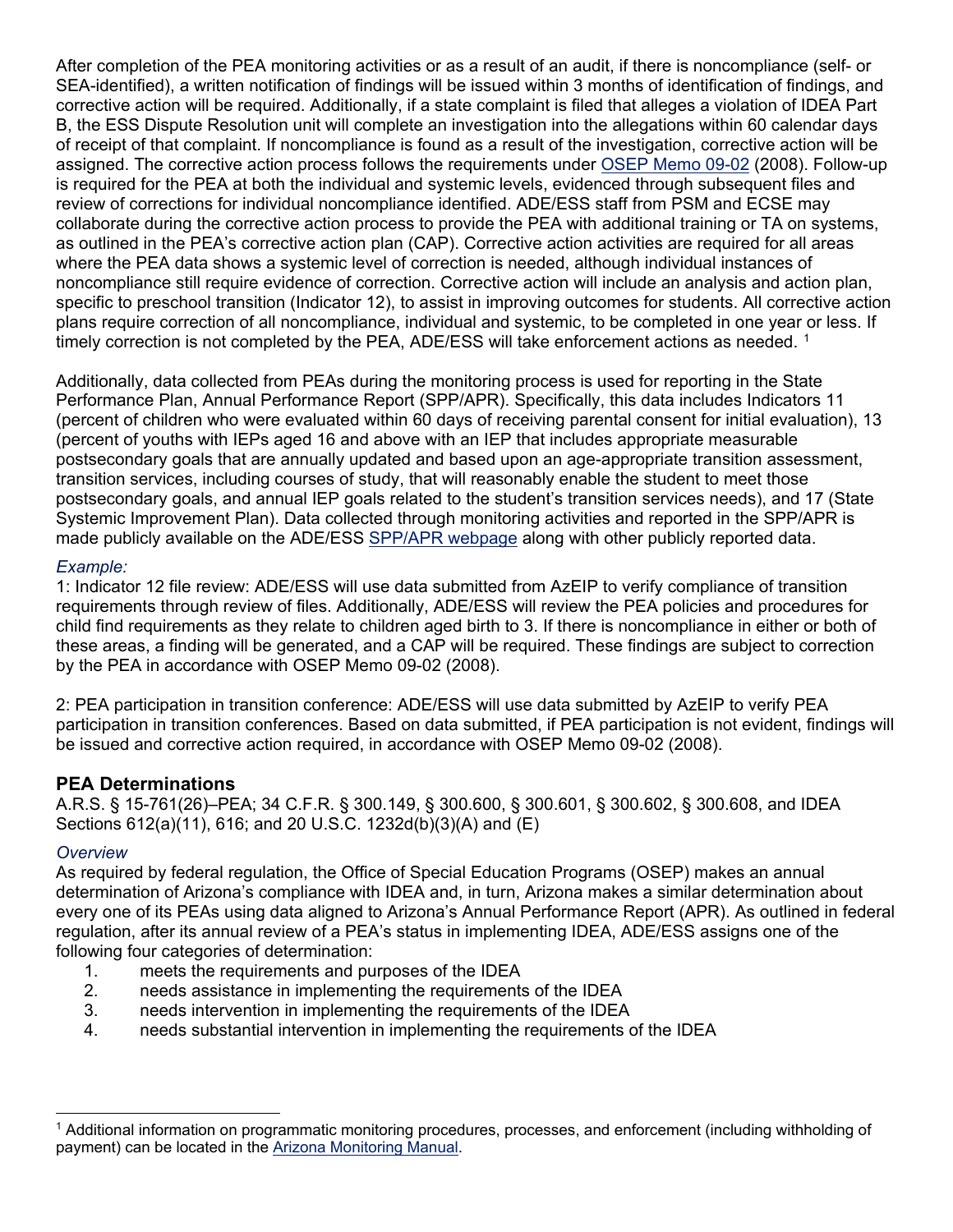After completion of the PEA monitoring activities or as a result of an audit, if there is noncompliance (self- or SEA-identified), a written notification of findings will be issued within 3 months of identification of findings, and corrective action will be required. Additionally, if a state complaint is filed that alleges a violation of IDEA Part B, the ESS Dispute Resolution unit will complete an investigation into the allegations within 60 calendar days of receipt of that complaint. If noncompliance is found as a result of the investigation, corrective action will be assigned. The corrective action process follows the requirements under OSEP Memo 09-02 (2008). Follow-up is required for the PEA at both the individual and systemic levels, evidenced through subsequent files and review of corrections for individual noncompliance identified. ADE/ESS staff from PSM and ECSE may collaborate during the corrective action process to provide the PEA with additional training or TA on systems, as outlined in the PEA's corrective action plan (CAP). Corrective action activities are required for all areas where the PEA data shows a systemic level of correction is needed, although individual instances of noncompliance still require evidence of correction. Corrective action will include an analysis and action plan, specific to preschool transition (Indicator 12), to assist in improving outcomes for students. All corrective action plans require correction of all noncompliance, individual and systemic, to be completed in one year or less. If timely correction is not completed by the PEA, ADE/ESS will take enforcement actions as needed. [1]

Additionally, data collected from PEAs during the monitoring process is used for reporting in the State Performance Plan, Annual Performance Report (SPP/APR). Specifically, this data includes Indicators 11 (percent of children who were evaluated within 60 days of receiving parental consent for initial evaluation), 13 (percent of youths with IEPs aged 16 and above with an IEP that includes appropriate measurable postsecondary goals that are annually updated and based upon an age-appropriate transition assessment, transition services, including courses of study, that will reasonably enable the student to meet those postsecondary goals, and annual IEP goals related to the student's transition services needs), and 17 (State Systemic Improvement Plan). Data collected through monitoring activities and reported in the SPP/APR is made publicly available on the ADE/ESS SPP/APR webpage along with other publicly reported data.

*Example:*

1: Indicator 12 file review: ADE/ESS will use data submitted from AzEIP to verify compliance of transition requirements through review of files. Additionally, ADE/ESS will review the PEA policies and procedures for child find requirements as they relate to children aged birth to 3. If there is noncompliance in either or both of these areas, a finding will be generated, and a CAP will be required. These findings are subject to correction by the PEA in accordance with OSEP Memo 09-02 (2008).

2: PEA participation in transition conference: ADE/ESS will use data submitted by AzEIP to verify PEA participation in transition conferences. Based on data submitted, if PEA participation is not evident, findings will be issued and corrective action required, in accordance with OSEP Memo 09-02 (2008).

## PEA Determinations

A.R.S. § 15-761(26)–PEA; 34 C.F.R. § 300.149, § 300.600, § 300.601, § 300.602, § 300.608, and IDEA Sections 612(a)(11), 616; and 20 U.S.C. 1232d(b)(3)(A) and (E)

*Overview*

As required by federal regulation, the Office of Special Education Programs (OSEP) makes an annual determination of Arizona's compliance with IDEA and, in turn, Arizona makes a similar determination about every one of its PEAs using data aligned to Arizona's Annual Performance Report (APR). As outlined in federal regulation, after its annual review of a PEA's status in implementing IDEA, ADE/ESS assigns one of the following four categories of determination:

1. meets the requirements and purposes of the IDEA
2. needs assistance in implementing the requirements of the IDEA
3. needs intervention in implementing the requirements of the IDEA
4. needs substantial intervention in implementing the requirements of the IDEA

[1] Additional information on programmatic monitoring procedures, processes, and enforcement (including withholding of payment) can be located in the Arizona Monitoring Manual.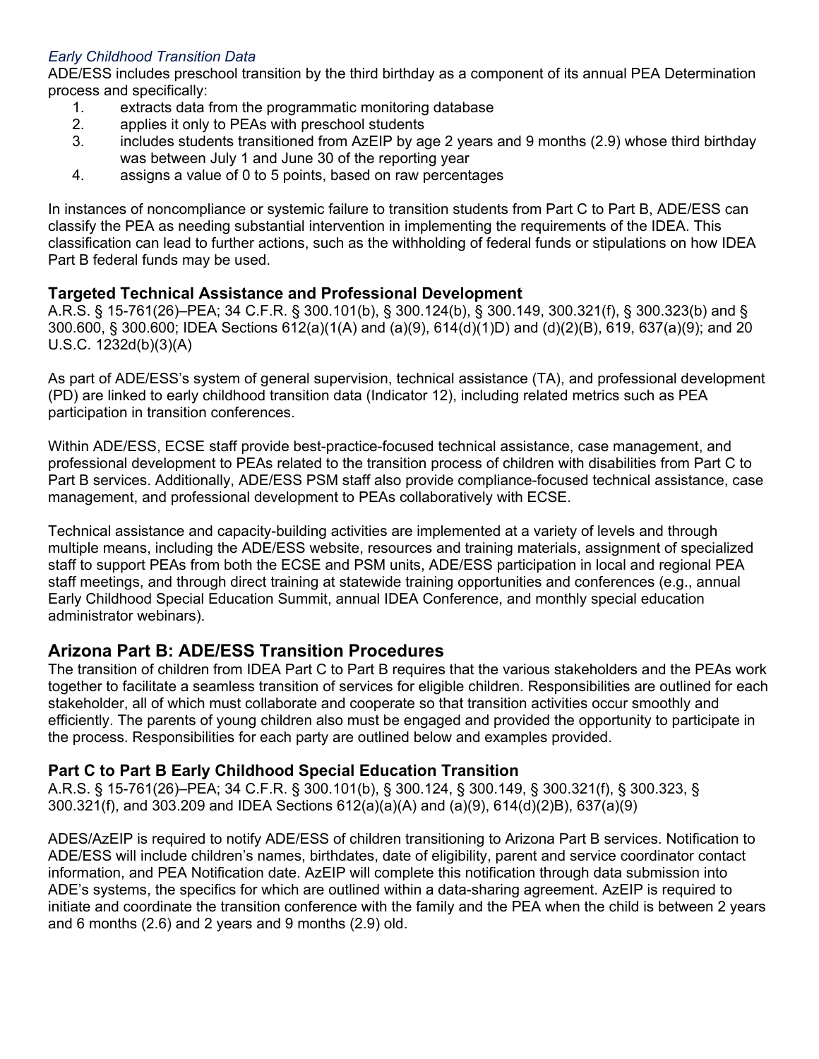*Early Childhood Transition Data*

ADE/ESS includes preschool transition by the third birthday as a component of its annual PEA Determination process and specifically:

1. extracts data from the programmatic monitoring database
2. applies it only to PEAs with preschool students
3. includes students transitioned from AzEIP by age 2 years and 9 months (2.9) whose third birthday was between July 1 and June 30 of the reporting year
4. assigns a value of 0 to 5 points, based on raw percentages

In instances of noncompliance or systemic failure to transition students from Part C to Part B, ADE/ESS can classify the PEA as needing substantial intervention in implementing the requirements of the IDEA. This classification can lead to further actions, such as the withholding of federal funds or stipulations on how IDEA Part B federal funds may be used.

### Targeted Technical Assistance and Professional Development

A.R.S. § 15-761(26)–PEA; 34 C.F.R. § 300.101(b), § 300.124(b), § 300.149, 300.321(f), § 300.323(b) and § 300.600, § 300.600; IDEA Sections 612(a)(1(A) and (a)(9), 614(d)(1D) and (d)(2)(B), 619, 637(a)(9); and 20 U.S.C. 1232d(b)(3)(A)

As part of ADE/ESS's system of general supervision, technical assistance (TA), and professional development (PD) are linked to early childhood transition data (Indicator 12), including related metrics such as PEA participation in transition conferences.

Within ADE/ESS, ECSE staff provide best-practice-focused technical assistance, case management, and professional development to PEAs related to the transition process of children with disabilities from Part C to Part B services. Additionally, ADE/ESS PSM staff also provide compliance-focused technical assistance, case management, and professional development to PEAs collaboratively with ECSE.

Technical assistance and capacity-building activities are implemented at a variety of levels and through multiple means, including the ADE/ESS website, resources and training materials, assignment of specialized staff to support PEAs from both the ECSE and PSM units, ADE/ESS participation in local and regional PEA staff meetings, and through direct training at statewide training opportunities and conferences (e.g., annual Early Childhood Special Education Summit, annual IDEA Conference, and monthly special education administrator webinars).

## Arizona Part B: ADE/ESS Transition Procedures

The transition of children from IDEA Part C to Part B requires that the various stakeholders and the PEAs work together to facilitate a seamless transition of services for eligible children. Responsibilities are outlined for each stakeholder, all of which must collaborate and cooperate so that transition activities occur smoothly and efficiently. The parents of young children also must be engaged and provided the opportunity to participate in the process. Responsibilities for each party are outlined below and examples provided.

### Part C to Part B Early Childhood Special Education Transition

A.R.S. § 15-761(26)–PEA; 34 C.F.R. § 300.101(b), § 300.124, § 300.149, § 300.321(f), § 300.323, § 300.321(f), and 303.209 and IDEA Sections 612(a)(a)(A) and (a)(9), 614(d)(2B), 637(a)(9)

ADES/AzEIP is required to notify ADE/ESS of children transitioning to Arizona Part B services. Notification to ADE/ESS will include children's names, birthdates, date of eligibility, parent and service coordinator contact information, and PEA Notification date. AzEIP will complete this notification through data submission into ADE's systems, the specifics for which are outlined within a data-sharing agreement. AzEIP is required to initiate and coordinate the transition conference with the family and the PEA when the child is between 2 years and 6 months (2.6) and 2 years and 9 months (2.9) old.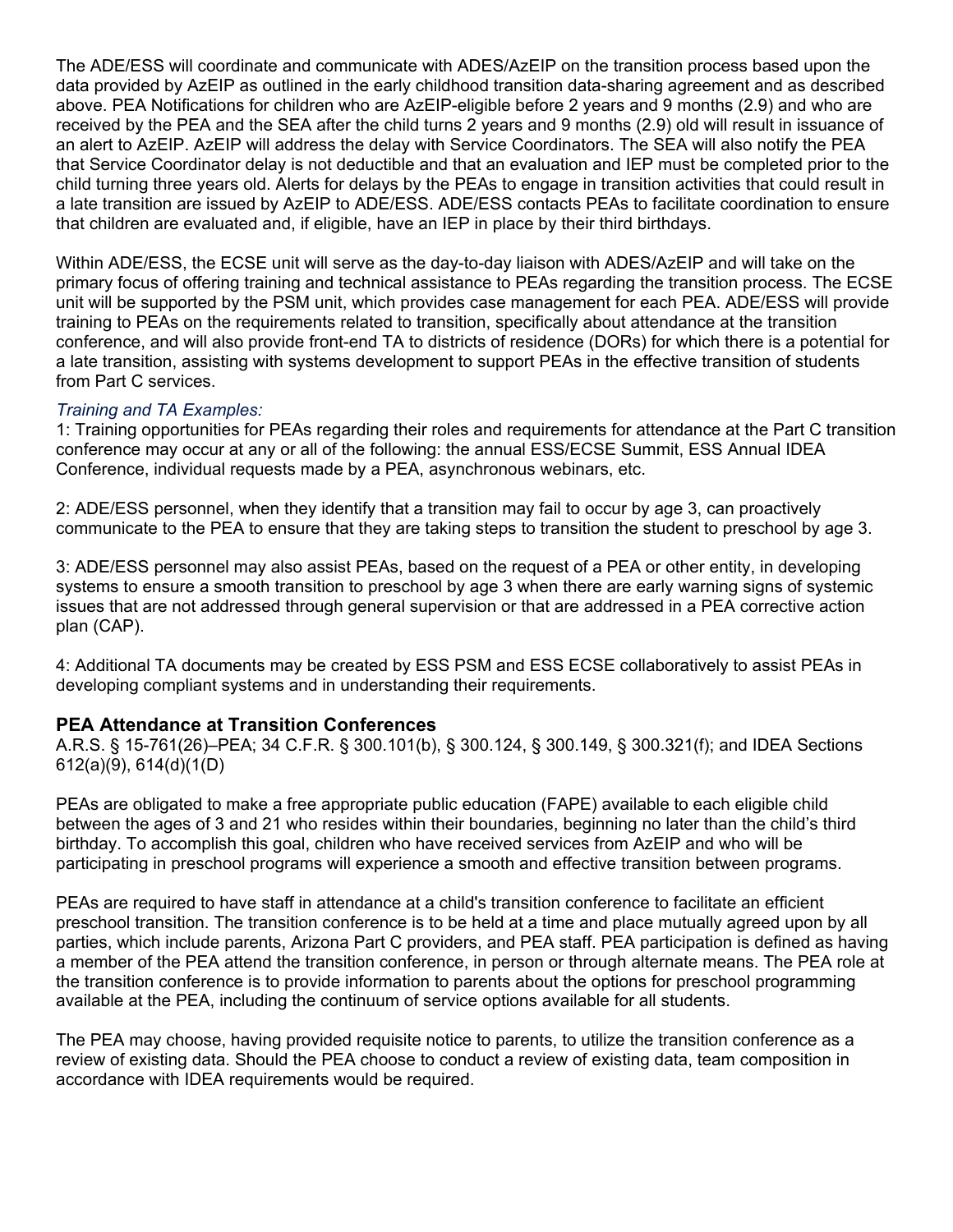The ADE/ESS will coordinate and communicate with ADES/AzEIP on the transition process based upon the data provided by AzEIP as outlined in the early childhood transition data-sharing agreement and as described above. PEA Notifications for children who are AzEIP-eligible before 2 years and 9 months (2.9) and who are received by the PEA and the SEA after the child turns 2 years and 9 months (2.9) old will result in issuance of an alert to AzEIP. AzEIP will address the delay with Service Coordinators. The SEA will also notify the PEA that Service Coordinator delay is not deductible and that an evaluation and IEP must be completed prior to the child turning three years old. Alerts for delays by the PEAs to engage in transition activities that could result in a late transition are issued by AzEIP to ADE/ESS. ADE/ESS contacts PEAs to facilitate coordination to ensure that children are evaluated and, if eligible, have an IEP in place by their third birthdays.

Within ADE/ESS, the ECSE unit will serve as the day-to-day liaison with ADES/AzEIP and will take on the primary focus of offering training and technical assistance to PEAs regarding the transition process. The ECSE unit will be supported by the PSM unit, which provides case management for each PEA. ADE/ESS will provide training to PEAs on the requirements related to transition, specifically about attendance at the transition conference, and will also provide front-end TA to districts of residence (DORs) for which there is a potential for a late transition, assisting with systems development to support PEAs in the effective transition of students from Part C services.

*Training and TA Examples:*

1: Training opportunities for PEAs regarding their roles and requirements for attendance at the Part C transition conference may occur at any or all of the following: the annual ESS/ECSE Summit, ESS Annual IDEA Conference, individual requests made by a PEA, asynchronous webinars, etc.

2: ADE/ESS personnel, when they identify that a transition may fail to occur by age 3, can proactively communicate to the PEA to ensure that they are taking steps to transition the student to preschool by age 3.

3: ADE/ESS personnel may also assist PEAs, based on the request of a PEA or other entity, in developing systems to ensure a smooth transition to preschool by age 3 when there are early warning signs of systemic issues that are not addressed through general supervision or that are addressed in a PEA corrective action plan (CAP).

4: Additional TA documents may be created by ESS PSM and ESS ECSE collaboratively to assist PEAs in developing compliant systems and in understanding their requirements.

### PEA Attendance at Transition Conferences

A.R.S. § 15-761(26)–PEA; 34 C.F.R. § 300.101(b), § 300.124, § 300.149, § 300.321(f); and IDEA Sections 612(a)(9), 614(d)(1(D)

PEAs are obligated to make a free appropriate public education (FAPE) available to each eligible child between the ages of 3 and 21 who resides within their boundaries, beginning no later than the child's third birthday. To accomplish this goal, children who have received services from AzEIP and who will be participating in preschool programs will experience a smooth and effective transition between programs.

PEAs are required to have staff in attendance at a child's transition conference to facilitate an efficient preschool transition. The transition conference is to be held at a time and place mutually agreed upon by all parties, which include parents, Arizona Part C providers, and PEA staff. PEA participation is defined as having a member of the PEA attend the transition conference, in person or through alternate means. The PEA role at the transition conference is to provide information to parents about the options for preschool programming available at the PEA, including the continuum of service options available for all students.

The PEA may choose, having provided requisite notice to parents, to utilize the transition conference as a review of existing data. Should the PEA choose to conduct a review of existing data, team composition in accordance with IDEA requirements would be required.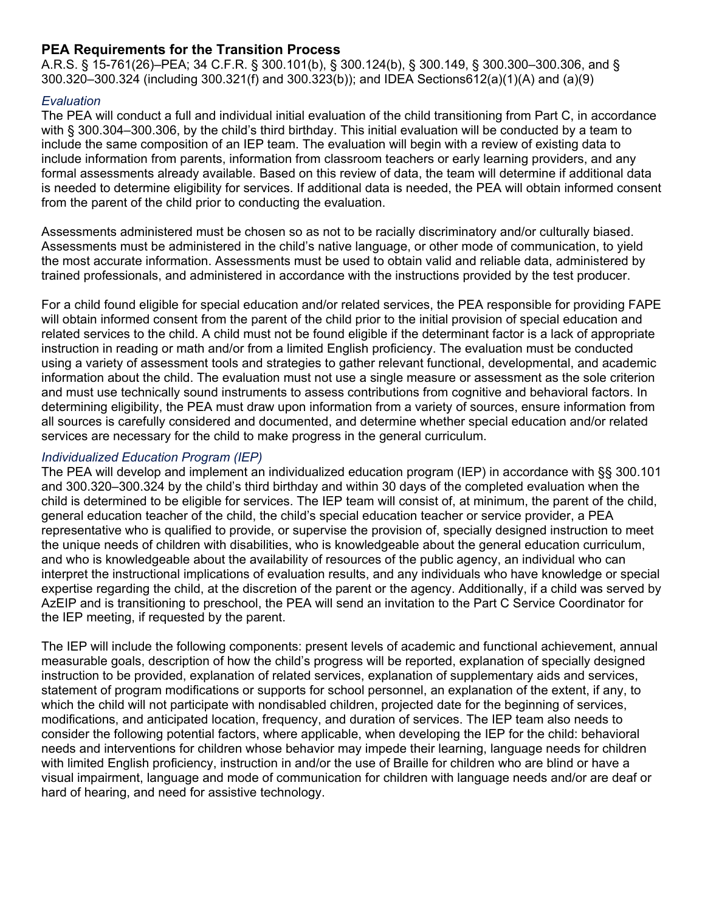## PEA Requirements for the Transition Process

A.R.S. § 15-761(26)–PEA; 34 C.F.R. § 300.101(b), § 300.124(b), § 300.149, § 300.300–300.306, and § 300.320–300.324 (including 300.321(f) and 300.323(b)); and IDEA Sections612(a)(1)(A) and (a)(9)

### *Evaluation*

The PEA will conduct a full and individual initial evaluation of the child transitioning from Part C, in accordance with § 300.304–300.306, by the child's third birthday. This initial evaluation will be conducted by a team to include the same composition of an IEP team. The evaluation will begin with a review of existing data to include information from parents, information from classroom teachers or early learning providers, and any formal assessments already available. Based on this review of data, the team will determine if additional data is needed to determine eligibility for services. If additional data is needed, the PEA will obtain informed consent from the parent of the child prior to conducting the evaluation.

Assessments administered must be chosen so as not to be racially discriminatory and/or culturally biased. Assessments must be administered in the child's native language, or other mode of communication, to yield the most accurate information. Assessments must be used to obtain valid and reliable data, administered by trained professionals, and administered in accordance with the instructions provided by the test producer.

For a child found eligible for special education and/or related services, the PEA responsible for providing FAPE will obtain informed consent from the parent of the child prior to the initial provision of special education and related services to the child. A child must not be found eligible if the determinant factor is a lack of appropriate instruction in reading or math and/or from a limited English proficiency. The evaluation must be conducted using a variety of assessment tools and strategies to gather relevant functional, developmental, and academic information about the child. The evaluation must not use a single measure or assessment as the sole criterion and must use technically sound instruments to assess contributions from cognitive and behavioral factors. In determining eligibility, the PEA must draw upon information from a variety of sources, ensure information from all sources is carefully considered and documented, and determine whether special education and/or related services are necessary for the child to make progress in the general curriculum.

### *Individualized Education Program (IEP)*

The PEA will develop and implement an individualized education program (IEP) in accordance with §§ 300.101 and 300.320–300.324 by the child's third birthday and within 30 days of the completed evaluation when the child is determined to be eligible for services. The IEP team will consist of, at minimum, the parent of the child, general education teacher of the child, the child's special education teacher or service provider, a PEA representative who is qualified to provide, or supervise the provision of, specially designed instruction to meet the unique needs of children with disabilities, who is knowledgeable about the general education curriculum, and who is knowledgeable about the availability of resources of the public agency, an individual who can interpret the instructional implications of evaluation results, and any individuals who have knowledge or special expertise regarding the child, at the discretion of the parent or the agency. Additionally, if a child was served by AzEIP and is transitioning to preschool, the PEA will send an invitation to the Part C Service Coordinator for the IEP meeting, if requested by the parent.

The IEP will include the following components: present levels of academic and functional achievement, annual measurable goals, description of how the child's progress will be reported, explanation of specially designed instruction to be provided, explanation of related services, explanation of supplementary aids and services, statement of program modifications or supports for school personnel, an explanation of the extent, if any, to which the child will not participate with nondisabled children, projected date for the beginning of services, modifications, and anticipated location, frequency, and duration of services. The IEP team also needs to consider the following potential factors, where applicable, when developing the IEP for the child: behavioral needs and interventions for children whose behavior may impede their learning, language needs for children with limited English proficiency, instruction in and/or the use of Braille for children who are blind or have a visual impairment, language and mode of communication for children with language needs and/or are deaf or hard of hearing, and need for assistive technology.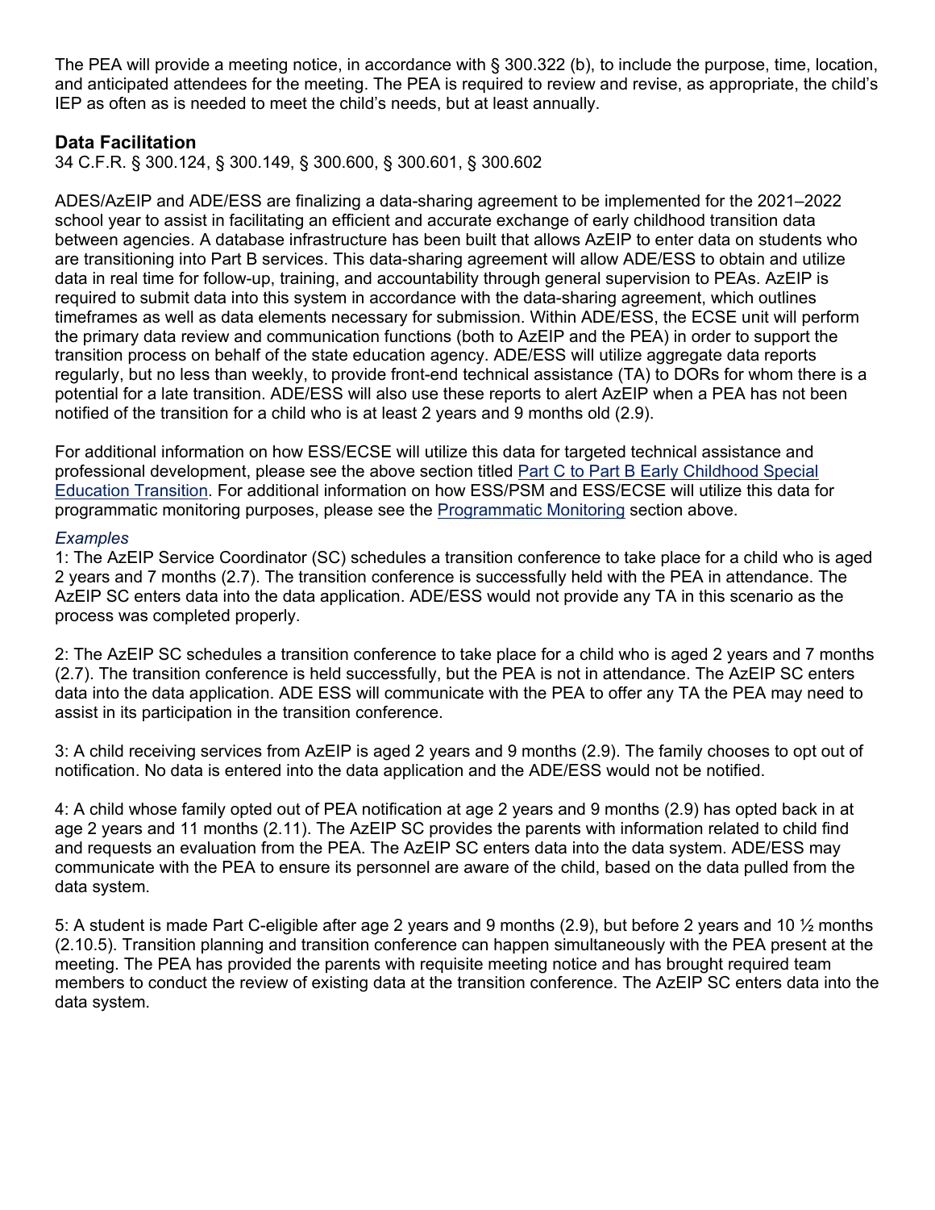The PEA will provide a meeting notice, in accordance with § 300.322 (b), to include the purpose, time, location, and anticipated attendees for the meeting. The PEA is required to review and revise, as appropriate, the child's IEP as often as is needed to meet the child's needs, but at least annually.

### Data Facilitation

34 C.F.R. § 300.124, § 300.149, § 300.600, § 300.601, § 300.602

ADES/AzEIP and ADE/ESS are finalizing a data-sharing agreement to be implemented for the 2021–2022 school year to assist in facilitating an efficient and accurate exchange of early childhood transition data between agencies. A database infrastructure has been built that allows AzEIP to enter data on students who are transitioning into Part B services. This data-sharing agreement will allow ADE/ESS to obtain and utilize data in real time for follow-up, training, and accountability through general supervision to PEAs. AzEIP is required to submit data into this system in accordance with the data-sharing agreement, which outlines timeframes as well as data elements necessary for submission. Within ADE/ESS, the ECSE unit will perform the primary data review and communication functions (both to AzEIP and the PEA) in order to support the transition process on behalf of the state education agency. ADE/ESS will utilize aggregate data reports regularly, but no less than weekly, to provide front-end technical assistance (TA) to DORs for whom there is a potential for a late transition. ADE/ESS will also use these reports to alert AzEIP when a PEA has not been notified of the transition for a child who is at least 2 years and 9 months old (2.9).

For additional information on how ESS/ECSE will utilize this data for targeted technical assistance and professional development, please see the above section titled Part C to Part B Early Childhood Special Education Transition. For additional information on how ESS/PSM and ESS/ECSE will utilize this data for programmatic monitoring purposes, please see the Programmatic Monitoring section above.

*Examples*

1: The AzEIP Service Coordinator (SC) schedules a transition conference to take place for a child who is aged 2 years and 7 months (2.7). The transition conference is successfully held with the PEA in attendance. The AzEIP SC enters data into the data application. ADE/ESS would not provide any TA in this scenario as the process was completed properly.

2: The AzEIP SC schedules a transition conference to take place for a child who is aged 2 years and 7 months (2.7). The transition conference is held successfully, but the PEA is not in attendance. The AzEIP SC enters data into the data application. ADE ESS will communicate with the PEA to offer any TA the PEA may need to assist in its participation in the transition conference.

3: A child receiving services from AzEIP is aged 2 years and 9 months (2.9). The family chooses to opt out of notification. No data is entered into the data application and the ADE/ESS would not be notified.

4: A child whose family opted out of PEA notification at age 2 years and 9 months (2.9) has opted back in at age 2 years and 11 months (2.11). The AzEIP SC provides the parents with information related to child find and requests an evaluation from the PEA. The AzEIP SC enters data into the data system. ADE/ESS may communicate with the PEA to ensure its personnel are aware of the child, based on the data pulled from the data system.

5: A student is made Part C-eligible after age 2 years and 9 months (2.9), but before 2 years and 10 ½ months (2.10.5). Transition planning and transition conference can happen simultaneously with the PEA present at the meeting. The PEA has provided the parents with requisite meeting notice and has brought required team members to conduct the review of existing data at the transition conference. The AzEIP SC enters data into the data system.